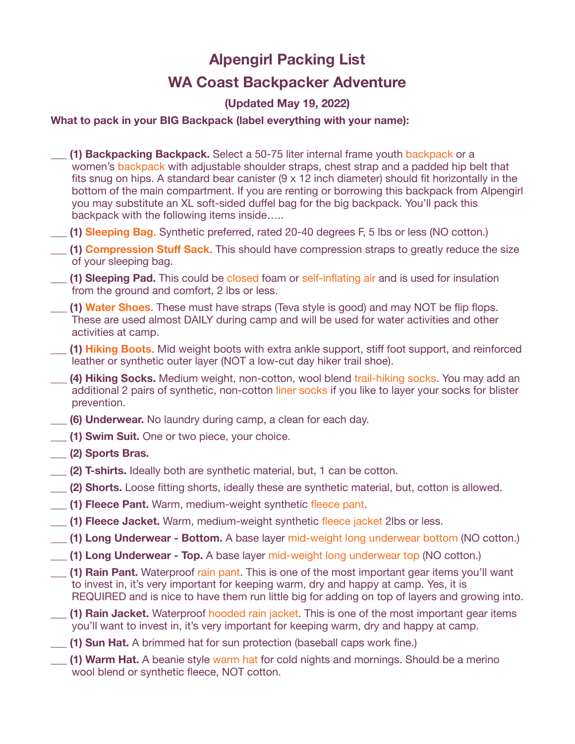# Alpengirl Packing List

## WA Coast Backpacker Adventure

**(Updated May 19, 2022)**

**What to pack in your BIG Backpack (label everything with your name):**

___ **(1) Backpacking Backpack.** Select a 50-75 liter internal frame youth backpack or a women's backpack with adjustable shoulder straps, chest strap and a padded hip belt that fits snug on hips. A standard bear canister (9 x 12 inch diameter) should fit horizontally in the bottom of the main compartment. If you are renting or borrowing this backpack from Alpengirl you may substitute an XL soft-sided duffel bag for the big backpack. You'll pack this backpack with the following items inside…..

___ **(1) Sleeping Bag**. Synthetic preferred, rated 20-40 degrees F, 5 lbs or less (NO cotton.)

___ **(1) Compression Stuff Sack**. This should have compression straps to greatly reduce the size of your sleeping bag.

___ **(1) Sleeping Pad.** This could be closed foam or self-inflating air and is used for insulation from the ground and comfort, 2 lbs or less.

___ **(1) Water Shoes**. These must have straps (Teva style is good) and may NOT be flip flops. These are used almost DAILY during camp and will be used for water activities and other activities at camp.

___ **(1) Hiking Boots**. Mid weight boots with extra ankle support, stiff foot support, and reinforced leather or synthetic outer layer (NOT a low-cut day hiker trail shoe).

___ **(4) Hiking Socks.** Medium weight, non-cotton, wool blend trail-hiking socks. You may add an additional 2 pairs of synthetic, non-cotton liner socks if you like to layer your socks for blister prevention.

___ **(6) Underwear.** No laundry during camp, a clean for each day.

___ **(1) Swim Suit.** One or two piece, your choice.

___ **(2) Sports Bras.**

___ **(2) T-shirts.** Ideally both are synthetic material, but, 1 can be cotton.

___ **(2) Shorts.** Loose fitting shorts, ideally these are synthetic material, but, cotton is allowed.

___ **(1) Fleece Pant.** Warm, medium-weight synthetic fleece pant.

___ **(1) Fleece Jacket.** Warm, medium-weight synthetic fleece jacket 2lbs or less.

___ **(1) Long Underwear - Bottom.** A base layer mid-weight long underwear bottom (NO cotton.)

___ **(1) Long Underwear - Top.** A base layer mid-weight long underwear top (NO cotton.)

___ **(1) Rain Pant.** Waterproof rain pant. This is one of the most important gear items you'll want to invest in, it's very important for keeping warm, dry and happy at camp. Yes, it is REQUIRED and is nice to have them run little big for adding on top of layers and growing into.

___ **(1) Rain Jacket.** Waterproof hooded rain jacket. This is one of the most important gear items you'll want to invest in, it's very important for keeping warm, dry and happy at camp.

___ **(1) Sun Hat.** A brimmed hat for sun protection (baseball caps work fine.)

___ **(1) Warm Hat.** A beanie style warm hat for cold nights and mornings. Should be a merino wool blend or synthetic fleece, NOT cotton.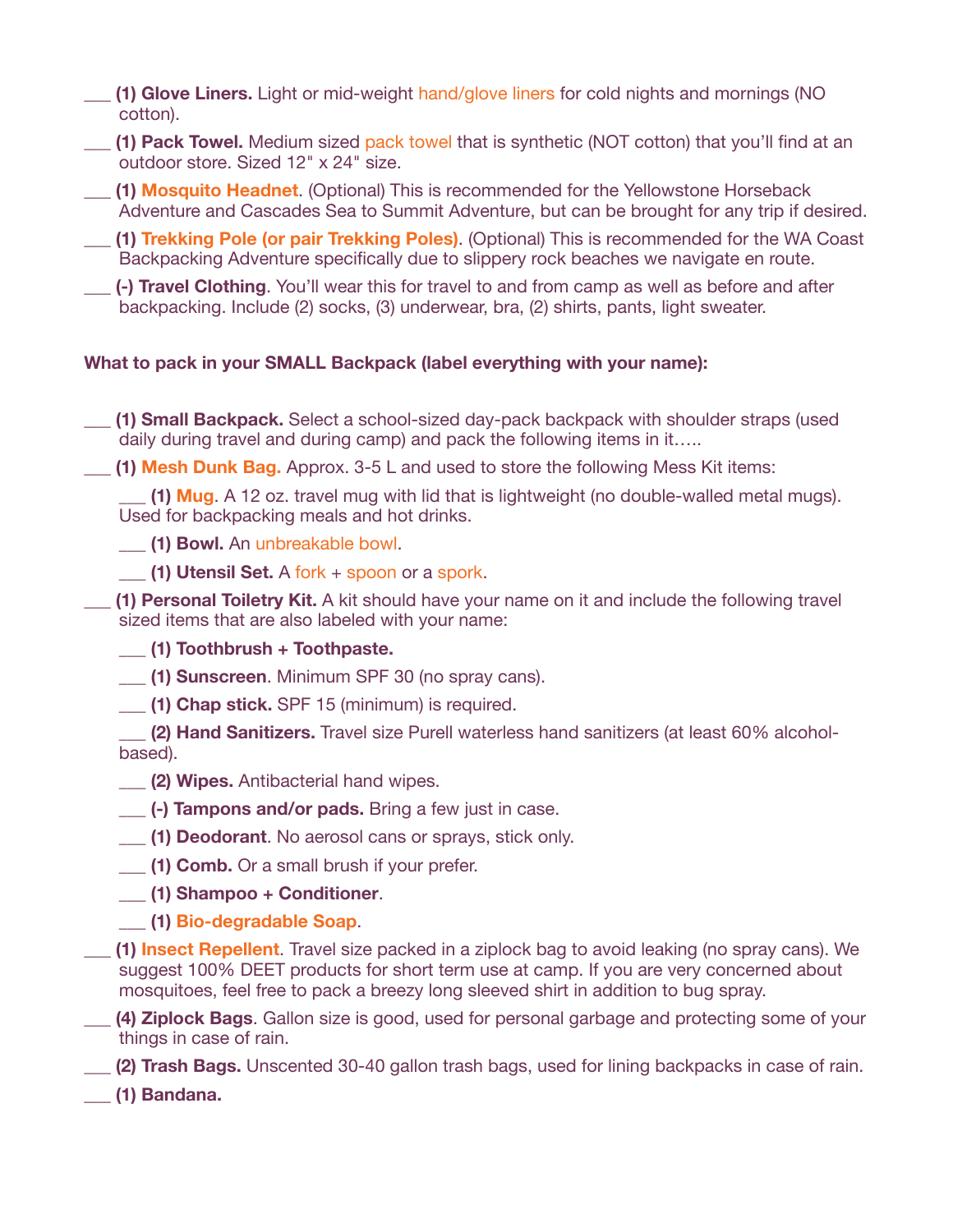___ **(1) Glove Liners.** Light or mid-weight hand/glove liners for cold nights and mornings (NO cotton).

___ **(1) Pack Towel.** Medium sized pack towel that is synthetic (NOT cotton) that you'll find at an outdoor store. Sized 12" x 24" size.

___ **(1) Mosquito Headnet**. (Optional) This is recommended for the Yellowstone Horseback Adventure and Cascades Sea to Summit Adventure, but can be brought for any trip if desired.

___ **(1) Trekking Pole (or pair Trekking Poles)**. (Optional) This is recommended for the WA Coast Backpacking Adventure specifically due to slippery rock beaches we navigate en route.

___ **(-) Travel Clothing**. You'll wear this for travel to and from camp as well as before and after backpacking. Include (2) socks, (3) underwear, bra, (2) shirts, pants, light sweater.

**What to pack in your SMALL Backpack (label everything with your name):**

___ **(1) Small Backpack.** Select a school-sized day-pack backpack with shoulder straps (used daily during travel and during camp) and pack the following items in it…..

___ **(1) Mesh Dunk Bag.** Approx. 3-5 L and used to store the following Mess Kit items:

- ___ **(1) Mug**. A 12 oz. travel mug with lid that is lightweight (no double-walled metal mugs). Used for backpacking meals and hot drinks.
- ___ **(1) Bowl.** An unbreakable bowl.
- ___ **(1) Utensil Set.** A fork + spoon or a spork.

___ **(1) Personal Toiletry Kit.** A kit should have your name on it and include the following travel sized items that are also labeled with your name:

- ___ **(1) Toothbrush + Toothpaste.**
- ___ **(1) Sunscreen**. Minimum SPF 30 (no spray cans).
- ___ **(1) Chap stick.** SPF 15 (minimum) is required.
- ___ **(2) Hand Sanitizers.** Travel size Purell waterless hand sanitizers (at least 60% alcohol-based).
- ___ **(2) Wipes.** Antibacterial hand wipes.
- ___ **(-) Tampons and/or pads.** Bring a few just in case.
- ___ **(1) Deodorant**. No aerosol cans or sprays, stick only.
- ___ **(1) Comb.** Or a small brush if your prefer.
- ___ **(1) Shampoo + Conditioner**.
- ___ **(1) Bio-degradable Soap**.

___ **(1) Insect Repellent**. Travel size packed in a ziplock bag to avoid leaking (no spray cans). We suggest 100% DEET products for short term use at camp. If you are very concerned about mosquitoes, feel free to pack a breezy long sleeved shirt in addition to bug spray.

___ **(4) Ziplock Bags**. Gallon size is good, used for personal garbage and protecting some of your things in case of rain.

___ **(2) Trash Bags.** Unscented 30-40 gallon trash bags, used for lining backpacks in case of rain.

___ **(1) Bandana.**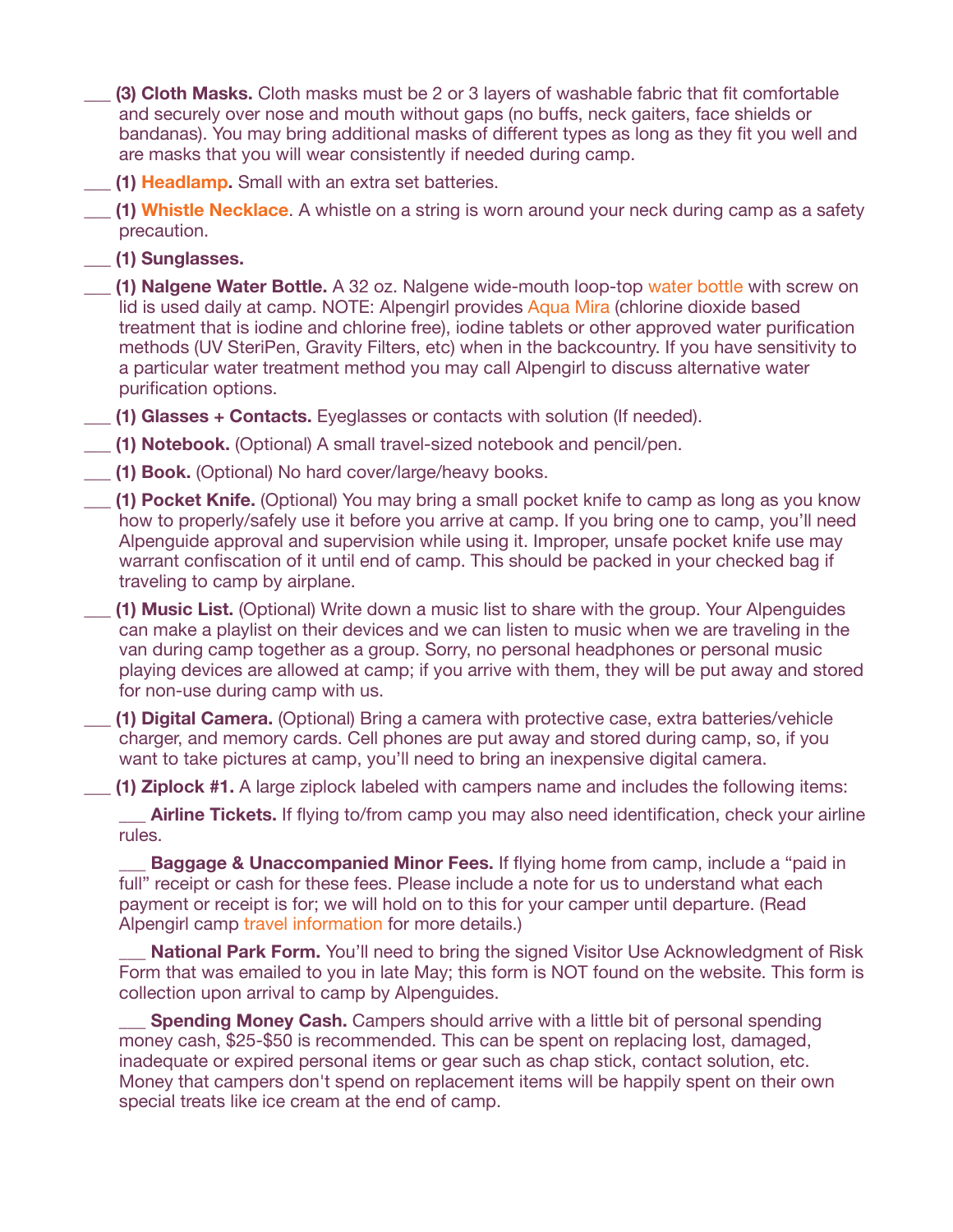___ **(3) Cloth Masks.** Cloth masks must be 2 or 3 layers of washable fabric that fit comfortable and securely over nose and mouth without gaps (no buffs, neck gaiters, face shields or bandanas). You may bring additional masks of different types as long as they fit you well and are masks that you will wear consistently if needed during camp.

___ **(1) Headlamp.** Small with an extra set batteries.

___ **(1) Whistle Necklace**. A whistle on a string is worn around your neck during camp as a safety precaution.

___ **(1) Sunglasses.**

___ **(1) Nalgene Water Bottle.** A 32 oz. Nalgene wide-mouth loop-top water bottle with screw on lid is used daily at camp. NOTE: Alpengirl provides Aqua Mira (chlorine dioxide based treatment that is iodine and chlorine free), iodine tablets or other approved water purification methods (UV SteriPen, Gravity Filters, etc) when in the backcountry. If you have sensitivity to a particular water treatment method you may call Alpengirl to discuss alternative water purification options.

___ **(1) Glasses + Contacts.** Eyeglasses or contacts with solution (If needed).

___ **(1) Notebook.** (Optional) A small travel-sized notebook and pencil/pen.

___ **(1) Book.** (Optional) No hard cover/large/heavy books.

___ **(1) Pocket Knife.** (Optional) You may bring a small pocket knife to camp as long as you know how to properly/safely use it before you arrive at camp. If you bring one to camp, you'll need Alpenguide approval and supervision while using it. Improper, unsafe pocket knife use may warrant confiscation of it until end of camp. This should be packed in your checked bag if traveling to camp by airplane.

___ **(1) Music List.** (Optional) Write down a music list to share with the group. Your Alpenguides can make a playlist on their devices and we can listen to music when we are traveling in the van during camp together as a group. Sorry, no personal headphones or personal music playing devices are allowed at camp; if you arrive with them, they will be put away and stored for non-use during camp with us.

___ **(1) Digital Camera.** (Optional) Bring a camera with protective case, extra batteries/vehicle charger, and memory cards. Cell phones are put away and stored during camp, so, if you want to take pictures at camp, you'll need to bring an inexpensive digital camera.

___ **(1) Ziplock #1.** A large ziplock labeled with campers name and includes the following items:

  ___ **Airline Tickets.** If flying to/from camp you may also need identification, check your airline rules.

  ___ **Baggage & Unaccompanied Minor Fees.** If flying home from camp, include a "paid in full" receipt or cash for these fees. Please include a note for us to understand what each payment or receipt is for; we will hold on to this for your camper until departure. (Read Alpengirl camp travel information for more details.)

  ___ **National Park Form.** You'll need to bring the signed Visitor Use Acknowledgment of Risk Form that was emailed to you in late May; this form is NOT found on the website. This form is collection upon arrival to camp by Alpenguides.

  ___ **Spending Money Cash.** Campers should arrive with a little bit of personal spending money cash, $25-$50 is recommended. This can be spent on replacing lost, damaged, inadequate or expired personal items or gear such as chap stick, contact solution, etc. Money that campers don't spend on replacement items will be happily spent on their own special treats like ice cream at the end of camp.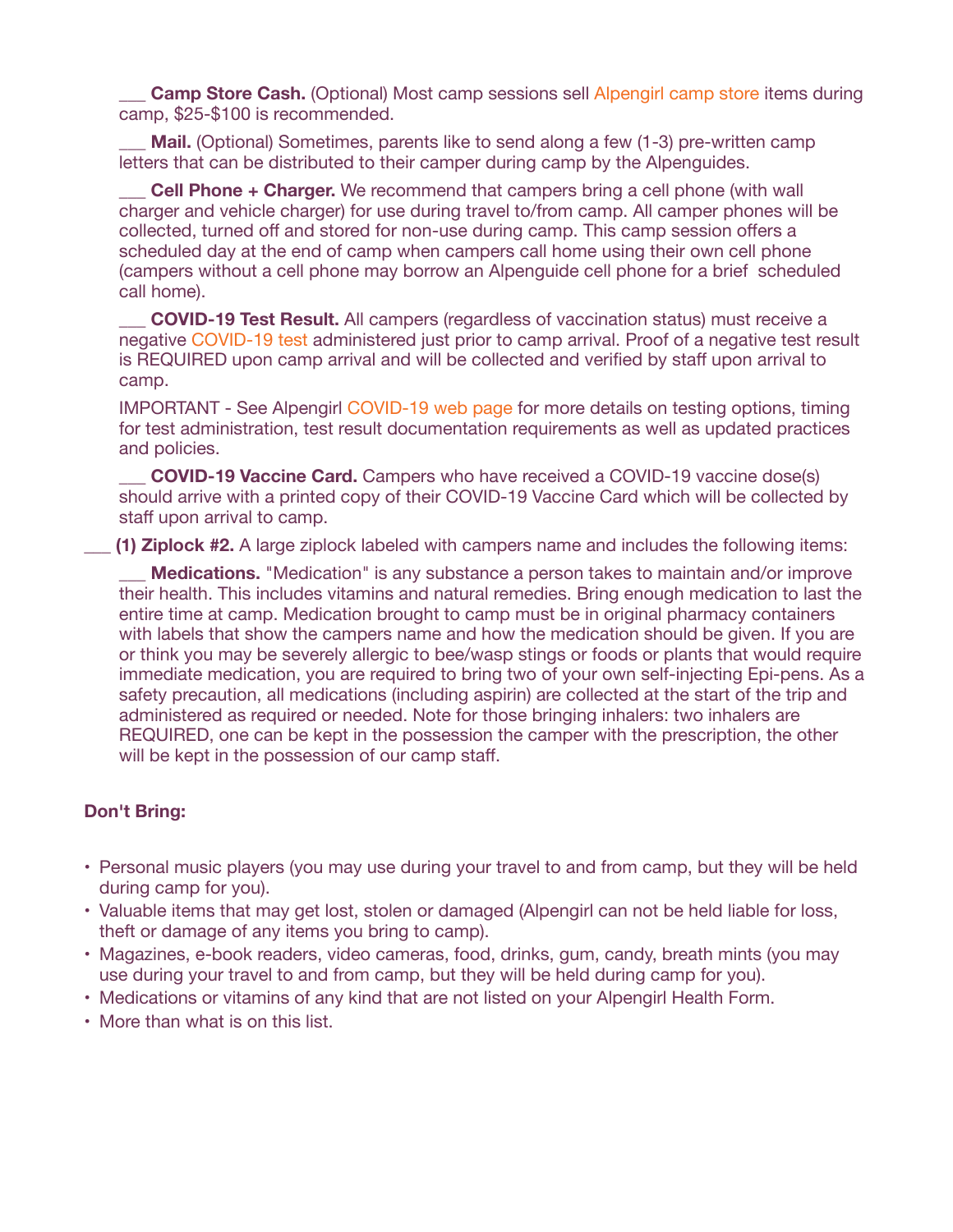___ **Camp Store Cash.** (Optional) Most camp sessions sell Alpengirl camp store items during camp, $25-$100 is recommended.

___ **Mail.** (Optional) Sometimes, parents like to send along a few (1-3) pre-written camp letters that can be distributed to their camper during camp by the Alpenguides.

___ **Cell Phone + Charger.** We recommend that campers bring a cell phone (with wall charger and vehicle charger) for use during travel to/from camp. All camper phones will be collected, turned off and stored for non-use during camp. This camp session offers a scheduled day at the end of camp when campers call home using their own cell phone (campers without a cell phone may borrow an Alpenguide cell phone for a brief scheduled call home).

___ **COVID-19 Test Result.** All campers (regardless of vaccination status) must receive a negative COVID-19 test administered just prior to camp arrival. Proof of a negative test result is REQUIRED upon camp arrival and will be collected and verified by staff upon arrival to camp.

IMPORTANT - See Alpengirl COVID-19 web page for more details on testing options, timing for test administration, test result documentation requirements as well as updated practices and policies.

___ **COVID-19 Vaccine Card.** Campers who have received a COVID-19 vaccine dose(s) should arrive with a printed copy of their COVID-19 Vaccine Card which will be collected by staff upon arrival to camp.

___ **(1) Ziplock #2.** A large ziplock labeled with campers name and includes the following items:

___ **Medications.** "Medication" is any substance a person takes to maintain and/or improve their health. This includes vitamins and natural remedies. Bring enough medication to last the entire time at camp. Medication brought to camp must be in original pharmacy containers with labels that show the campers name and how the medication should be given. If you are or think you may be severely allergic to bee/wasp stings or foods or plants that would require immediate medication, you are required to bring two of your own self-injecting Epi-pens. As a safety precaution, all medications (including aspirin) are collected at the start of the trip and administered as required or needed. Note for those bringing inhalers: two inhalers are REQUIRED, one can be kept in the possession the camper with the prescription, the other will be kept in the possession of our camp staff.

**Don't Bring:**

- Personal music players (you may use during your travel to and from camp, but they will be held during camp for you).
- Valuable items that may get lost, stolen or damaged (Alpengirl can not be held liable for loss, theft or damage of any items you bring to camp).
- Magazines, e-book readers, video cameras, food, drinks, gum, candy, breath mints (you may use during your travel to and from camp, but they will be held during camp for you).
- Medications or vitamins of any kind that are not listed on your Alpengirl Health Form.
- More than what is on this list.